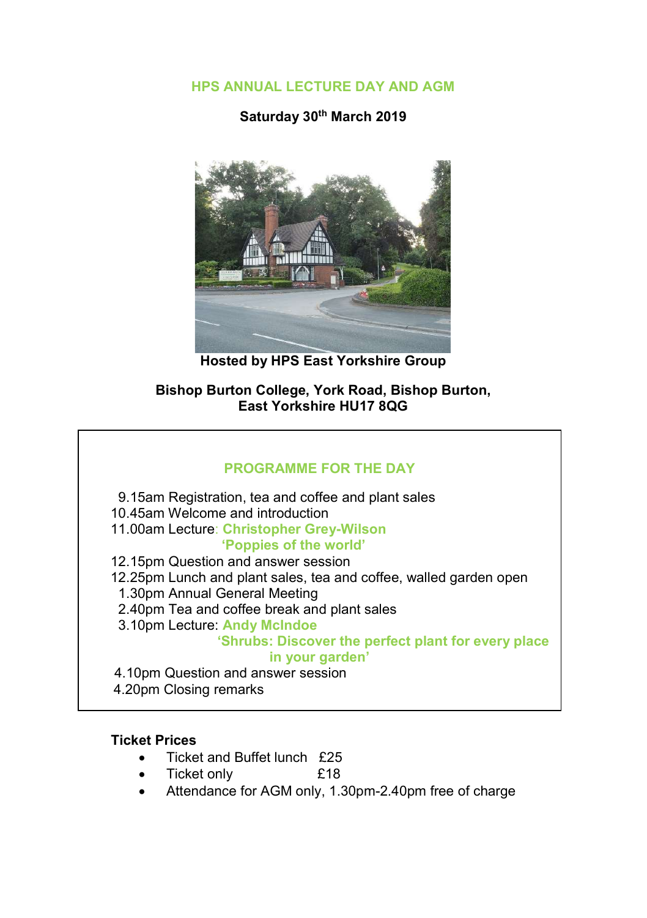# HPS ANNUAL LECTURE DAY AND AGM

**Saturday 30th March 2019**

**Hosted by HPS East Yorkshire Group**

**Bishop Burton College, York Road, Bishop Burton,**
**East Yorkshire HU17 8QG**

## PROGRAMME FOR THE DAY

9.15am Registration, tea and coffee and plant sales
10.45am Welcome and introduction
11.00am Lecture: **Christopher Grey-Wilson**
**'Poppies of the world'**
12.15pm Question and answer session
12.25pm Lunch and plant sales, tea and coffee, walled garden open
1.30pm Annual General Meeting
2.40pm Tea and coffee break and plant sales
3.10pm Lecture: **Andy McIndoe**
**'Shrubs: Discover the perfect plant for every place in your garden'**
4.10pm Question and answer session
4.20pm Closing remarks

**Ticket Prices**

- Ticket and Buffet lunch £25
- Ticket only £18
- Attendance for AGM only, 1.30pm-2.40pm free of charge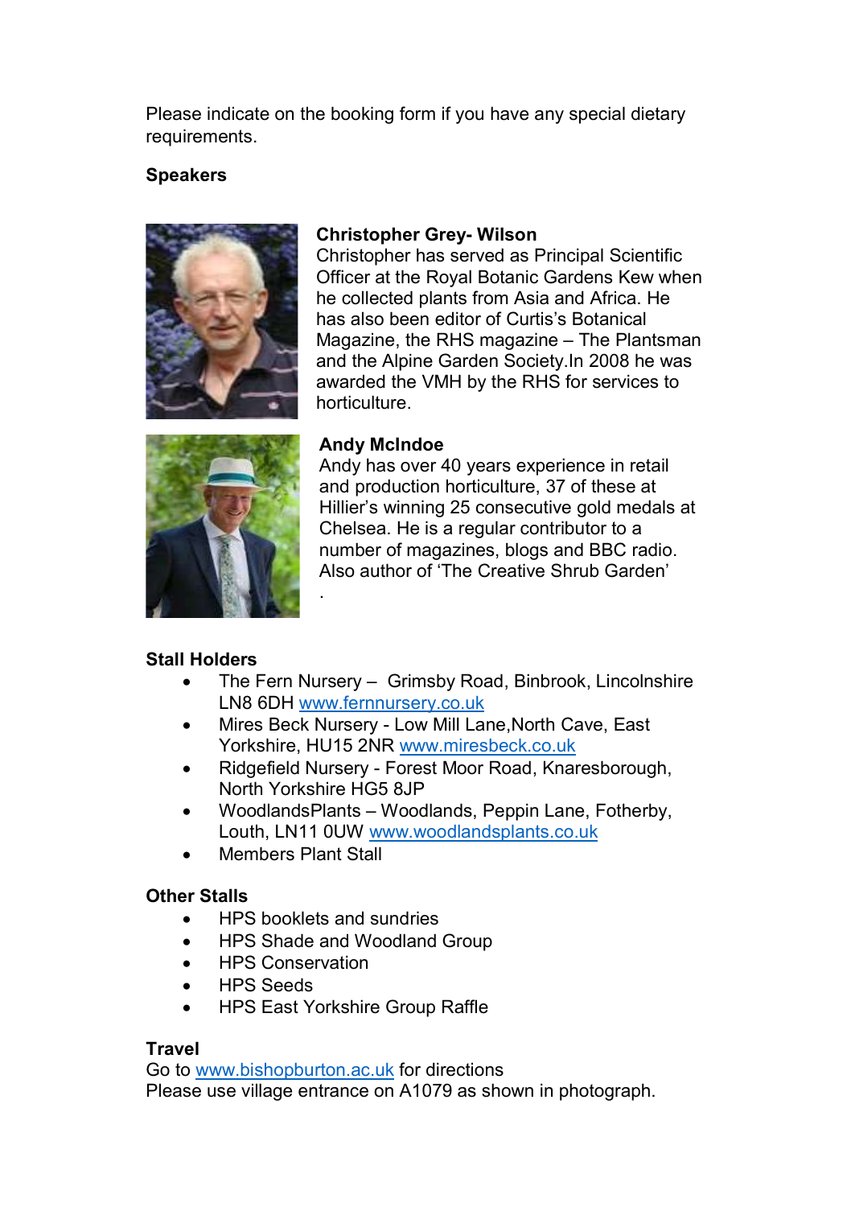Please indicate on the booking form if you have any special dietary requirements.

## Speakers

**Christopher Grey- Wilson**
Christopher has served as Principal Scientific Officer at the Royal Botanic Gardens Kew when he collected plants from Asia and Africa. He has also been editor of Curtis's Botanical Magazine, the RHS magazine – The Plantsman and the Alpine Garden Society.In 2008 he was awarded the VMH by the RHS for services to horticulture.

**Andy McIndoe**
Andy has over 40 years experience in retail and production horticulture, 37 of these at Hillier's winning 25 consecutive gold medals at Chelsea. He is a regular contributor to a number of magazines, blogs and BBC radio. Also author of 'The Creative Shrub Garden'
.

## Stall Holders

- The Fern Nursery – Grimsby Road, Binbrook, Lincolnshire LN8 6DH www.fernnursery.co.uk
- Mires Beck Nursery - Low Mill Lane,North Cave, East Yorkshire, HU15 2NR www.miresbeck.co.uk
- Ridgefield Nursery - Forest Moor Road, Knaresborough, North Yorkshire HG5 8JP
- WoodlandsPlants – Woodlands, Peppin Lane, Fotherby, Louth, LN11 0UW www.woodlandsplants.co.uk
- Members Plant Stall

## Other Stalls

- HPS booklets and sundries
- HPS Shade and Woodland Group
- HPS Conservation
- HPS Seeds
- HPS East Yorkshire Group Raffle

## Travel

Go to www.bishopburton.ac.uk for directions
Please use village entrance on A1079 as shown in photograph.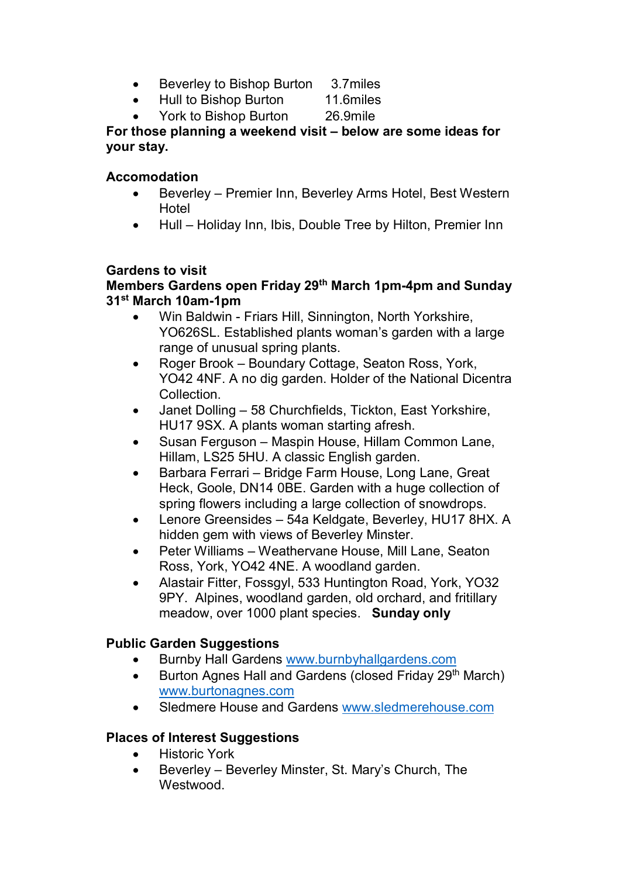- Beverley to Bishop Burton 3.7miles
- Hull to Bishop Burton 11.6miles
- York to Bishop Burton 26.9mile

**For those planning a weekend visit – below are some ideas for your stay.**

**Accomodation**

- Beverley – Premier Inn, Beverley Arms Hotel, Best Western Hotel
- Hull – Holiday Inn, Ibis, Double Tree by Hilton, Premier Inn

**Gardens to visit**

**Members Gardens open Friday 29th March 1pm-4pm and Sunday 31st March 10am-1pm**

- Win Baldwin - Friars Hill, Sinnington, North Yorkshire, YO626SL. Established plants woman's garden with a large range of unusual spring plants.
- Roger Brook – Boundary Cottage, Seaton Ross, York, YO42 4NF. A no dig garden. Holder of the National Dicentra Collection.
- Janet Dolling – 58 Churchfields, Tickton, East Yorkshire, HU17 9SX. A plants woman starting afresh.
- Susan Ferguson – Maspin House, Hillam Common Lane, Hillam, LS25 5HU. A classic English garden.
- Barbara Ferrari – Bridge Farm House, Long Lane, Great Heck, Goole, DN14 0BE. Garden with a huge collection of spring flowers including a large collection of snowdrops.
- Lenore Greensides – 54a Keldgate, Beverley, HU17 8HX. A hidden gem with views of Beverley Minster.
- Peter Williams – Weathervane House, Mill Lane, Seaton Ross, York, YO42 4NE. A woodland garden.
- Alastair Fitter, Fossgyl, 533 Huntington Road, York, YO32 9PY. Alpines, woodland garden, old orchard, and fritillary meadow, over 1000 plant species. **Sunday only**

**Public Garden Suggestions**

- Burnby Hall Gardens www.burnbyhallgardens.com
- Burton Agnes Hall and Gardens (closed Friday 29th March) www.burtonagnes.com
- Sledmere House and Gardens www.sledmerehouse.com

**Places of Interest Suggestions**

- Historic York
- Beverley – Beverley Minster, St. Mary's Church, The Westwood.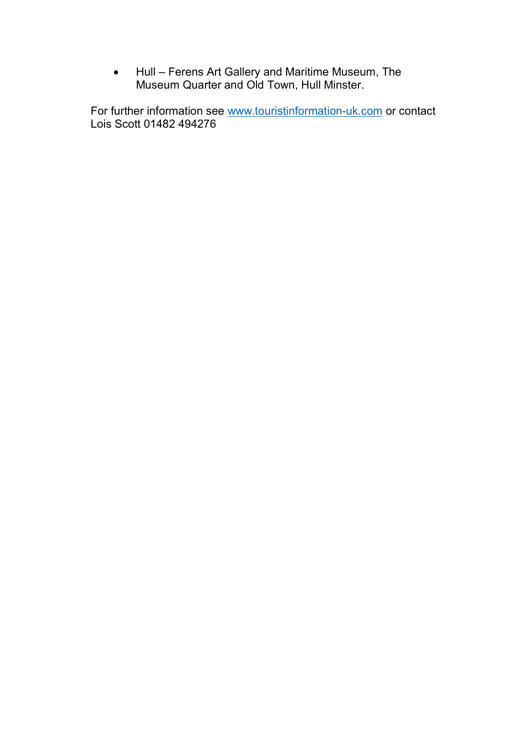- Hull – Ferens Art Gallery and Maritime Museum, The Museum Quarter and Old Town, Hull Minster.

For further information see [www.touristinformation-uk.com](http://www.touristinformation-uk.com) or contact Lois Scott 01482 494276